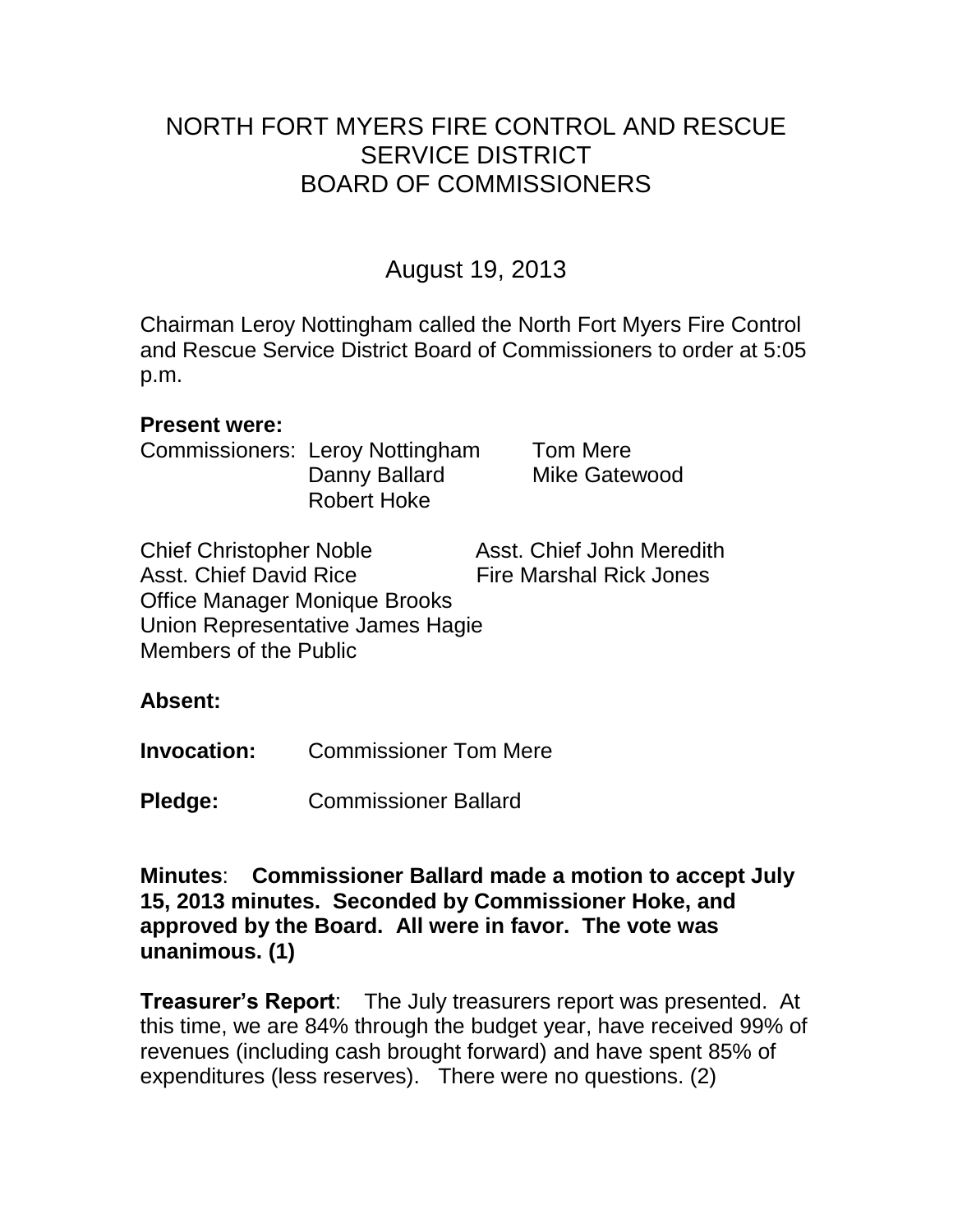# NORTH FORT MYERS FIRE CONTROL AND RESCUE SERVICE DISTRICT BOARD OF COMMISSIONERS

## August 19, 2013

Chairman Leroy Nottingham called the North Fort Myers Fire Control and Rescue Service District Board of Commissioners to order at 5:05 p.m.

**Present were:**

Commissioners: Leroy Nottingham, Tom Mere, Danny Ballard, Mike Gatewood, Robert Hoke

Chief Christopher Noble
Asst. Chief John Meredith
Asst. Chief David Rice
Fire Marshal Rick Jones
Office Manager Monique Brooks
Union Representative James Hagie
Members of the Public

**Absent:**

**Invocation:** Commissioner Tom Mere

**Pledge:** Commissioner Ballard

**Minutes**: **Commissioner Ballard made a motion to accept July 15, 2013 minutes. Seconded by Commissioner Hoke, and approved by the Board. All were in favor. The vote was unanimous. (1)**

**Treasurer's Report**: The July treasurers report was presented. At this time, we are 84% through the budget year, have received 99% of revenues (including cash brought forward) and have spent 85% of expenditures (less reserves). There were no questions. (2)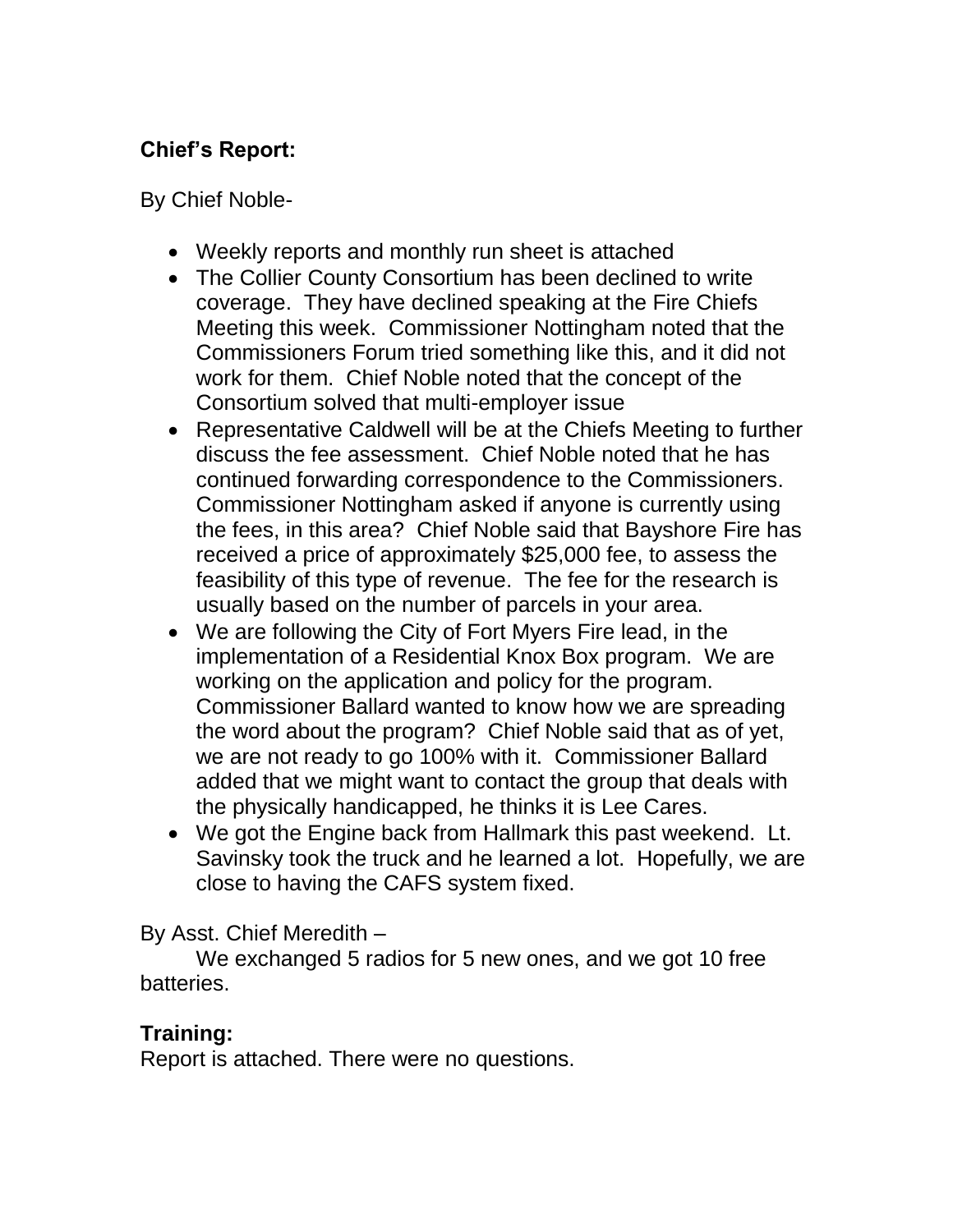**Chief's Report:**

By Chief Noble-

- Weekly reports and monthly run sheet is attached
- The Collier County Consortium has been declined to write coverage. They have declined speaking at the Fire Chiefs Meeting this week. Commissioner Nottingham noted that the Commissioners Forum tried something like this, and it did not work for them. Chief Noble noted that the concept of the Consortium solved that multi-employer issue
- Representative Caldwell will be at the Chiefs Meeting to further discuss the fee assessment. Chief Noble noted that he has continued forwarding correspondence to the Commissioners. Commissioner Nottingham asked if anyone is currently using the fees, in this area? Chief Noble said that Bayshore Fire has received a price of approximately $25,000 fee, to assess the feasibility of this type of revenue. The fee for the research is usually based on the number of parcels in your area.
- We are following the City of Fort Myers Fire lead, in the implementation of a Residential Knox Box program. We are working on the application and policy for the program. Commissioner Ballard wanted to know how we are spreading the word about the program? Chief Noble said that as of yet, we are not ready to go 100% with it. Commissioner Ballard added that we might want to contact the group that deals with the physically handicapped, he thinks it is Lee Cares.
- We got the Engine back from Hallmark this past weekend. Lt. Savinsky took the truck and he learned a lot. Hopefully, we are close to having the CAFS system fixed.

By Asst. Chief Meredith –

We exchanged 5 radios for 5 new ones, and we got 10 free batteries.

**Training:**

Report is attached. There were no questions.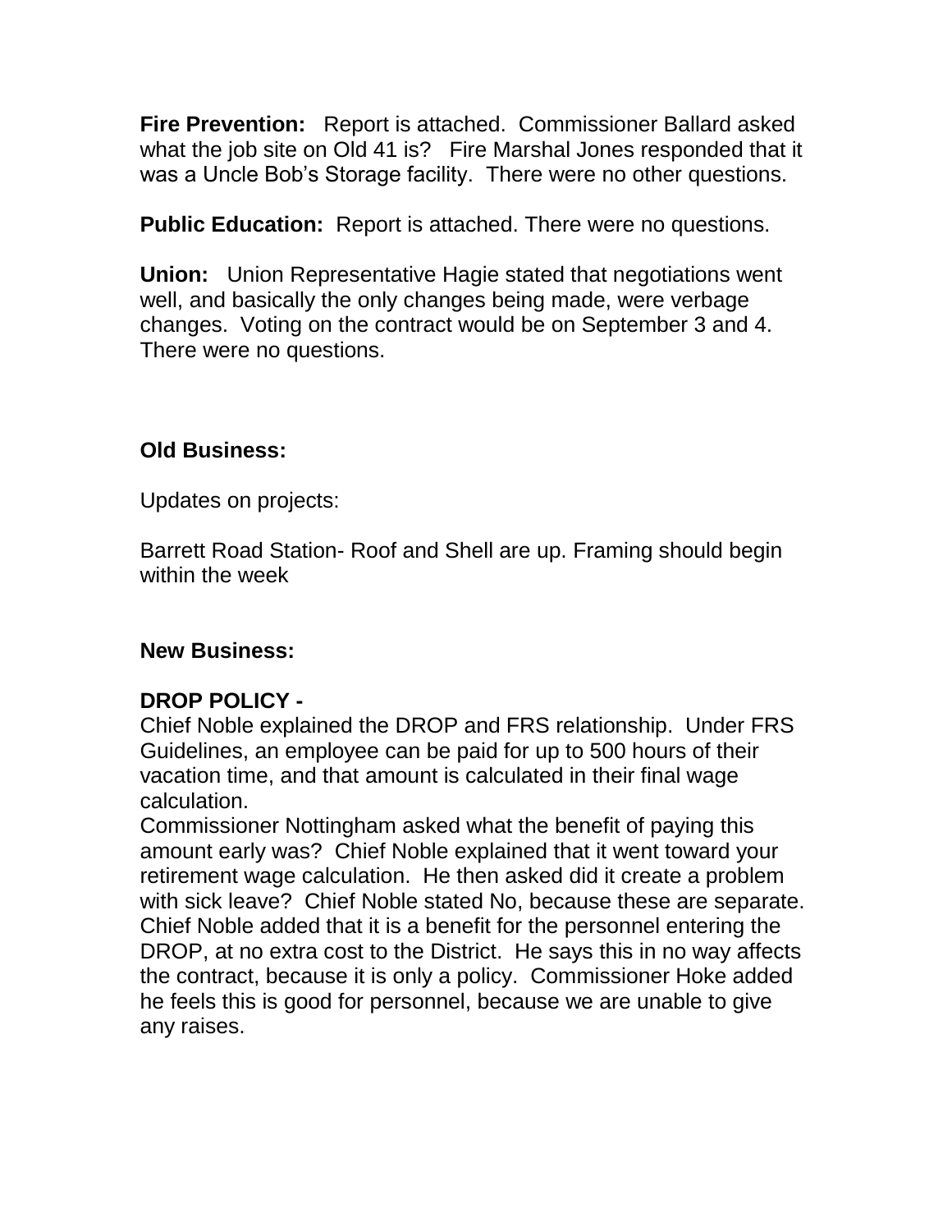**Fire Prevention:** Report is attached. Commissioner Ballard asked what the job site on Old 41 is? Fire Marshal Jones responded that it was a Uncle Bob's Storage facility. There were no other questions.

**Public Education:** Report is attached. There were no questions.

**Union:** Union Representative Hagie stated that negotiations went well, and basically the only changes being made, were verbage changes. Voting on the contract would be on September 3 and 4. There were no questions.

**Old Business:**

Updates on projects:

Barrett Road Station- Roof and Shell are up. Framing should begin within the week

**New Business:**

**DROP POLICY -**

Chief Noble explained the DROP and FRS relationship. Under FRS Guidelines, an employee can be paid for up to 500 hours of their vacation time, and that amount is calculated in their final wage calculation.

Commissioner Nottingham asked what the benefit of paying this amount early was? Chief Noble explained that it went toward your retirement wage calculation. He then asked did it create a problem with sick leave? Chief Noble stated No, because these are separate. Chief Noble added that it is a benefit for the personnel entering the DROP, at no extra cost to the District. He says this in no way affects the contract, because it is only a policy. Commissioner Hoke added he feels this is good for personnel, because we are unable to give any raises.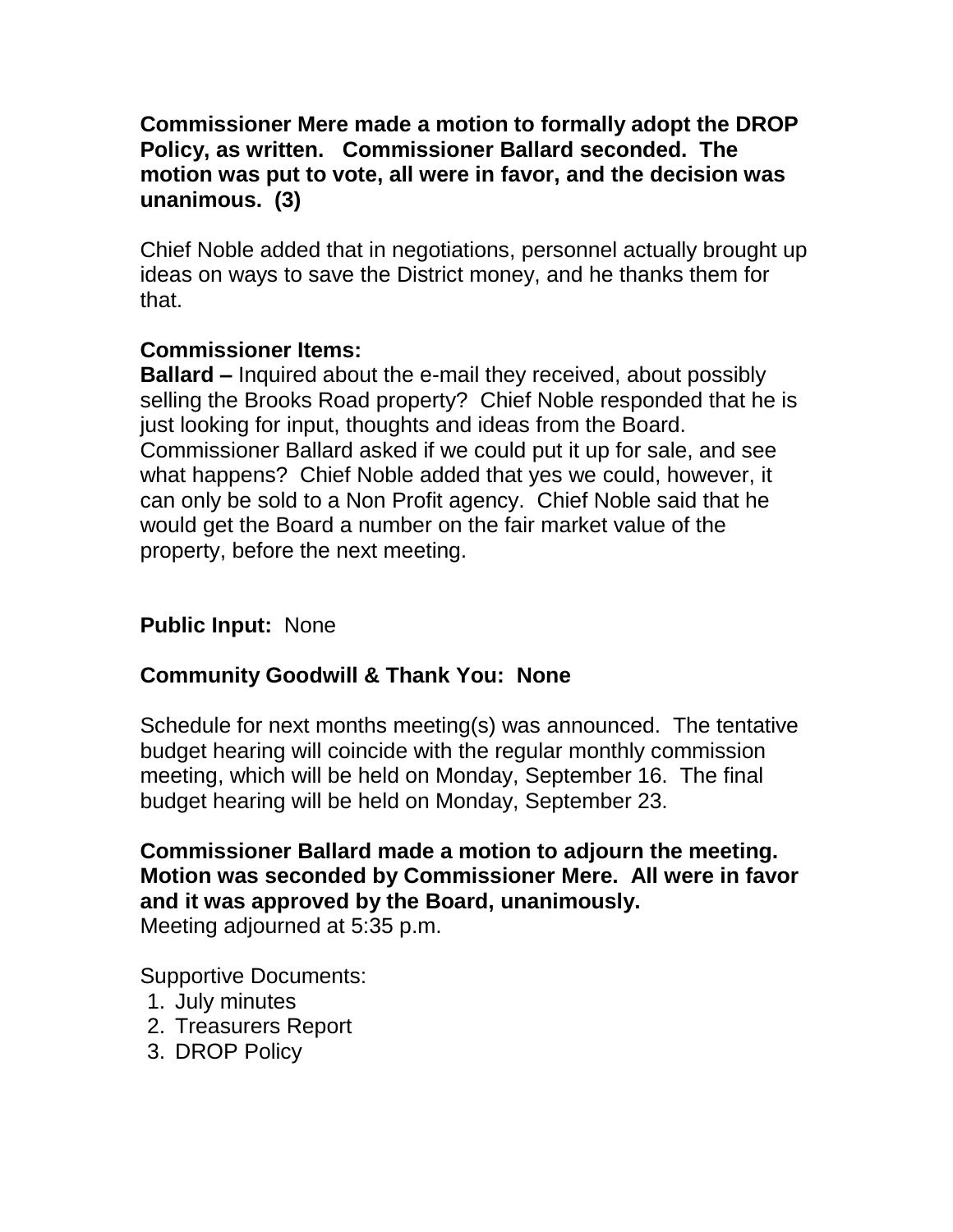**Commissioner Mere made a motion to formally adopt the DROP Policy, as written. Commissioner Ballard seconded. The motion was put to vote, all were in favor, and the decision was unanimous. (3)**

Chief Noble added that in negotiations, personnel actually brought up ideas on ways to save the District money, and he thanks them for that.

**Commissioner Items:**
**Ballard –** Inquired about the e-mail they received, about possibly selling the Brooks Road property? Chief Noble responded that he is just looking for input, thoughts and ideas from the Board. Commissioner Ballard asked if we could put it up for sale, and see what happens? Chief Noble added that yes we could, however, it can only be sold to a Non Profit agency. Chief Noble said that he would get the Board a number on the fair market value of the property, before the next meeting.

**Public Input:** None

**Community Goodwill & Thank You: None**

Schedule for next months meeting(s) was announced. The tentative budget hearing will coincide with the regular monthly commission meeting, which will be held on Monday, September 16. The final budget hearing will be held on Monday, September 23.

**Commissioner Ballard made a motion to adjourn the meeting. Motion was seconded by Commissioner Mere. All were in favor and it was approved by the Board, unanimously.**
Meeting adjourned at 5:35 p.m.

Supportive Documents:

1. July minutes
2. Treasurers Report
3. DROP Policy